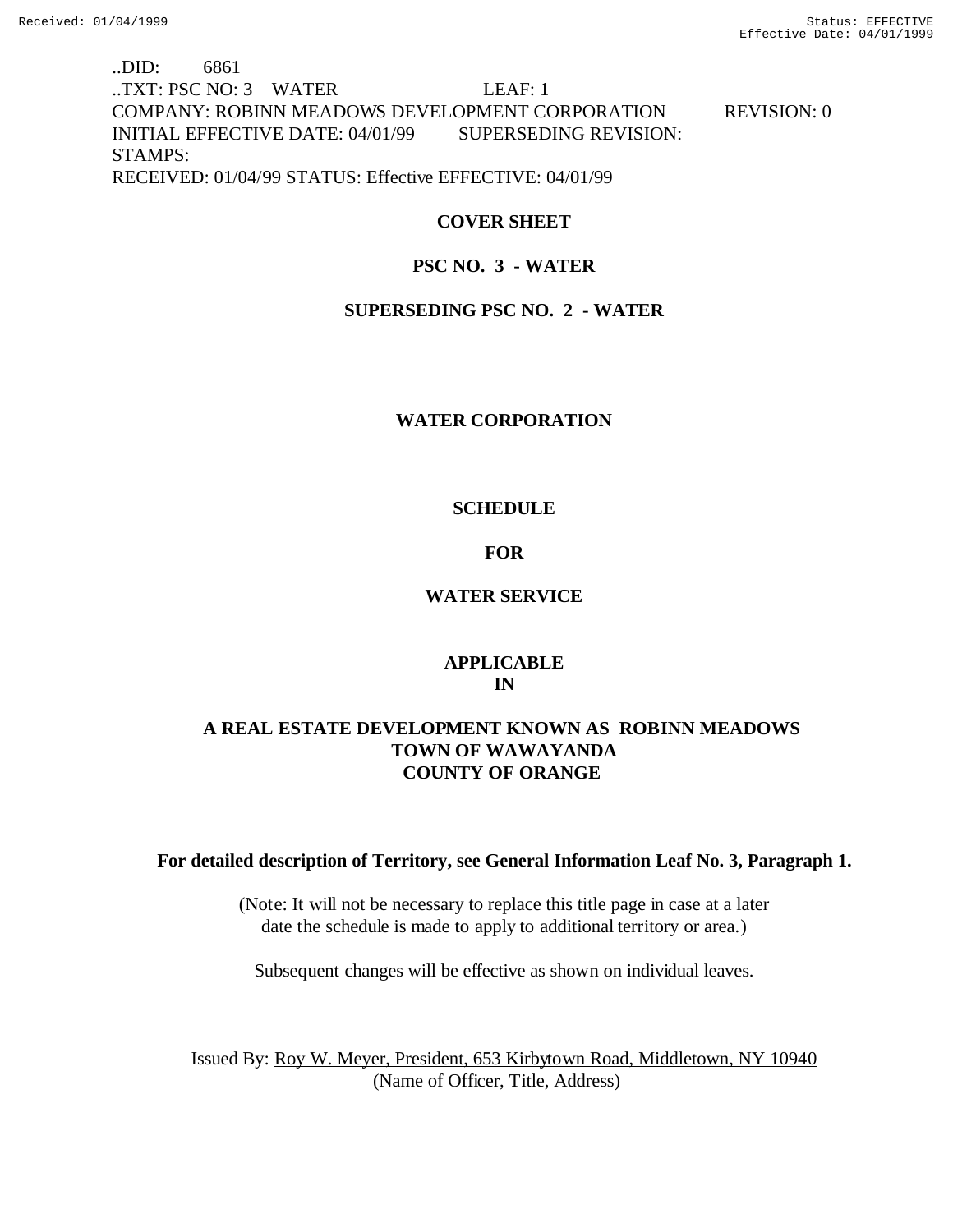..DID: 6861
..TXT: PSC NO: 3 WATER LEAF: 1
COMPANY: ROBINN MEADOWS DEVELOPMENT CORPORATION REVISION: 0
INITIAL EFFECTIVE DATE: 04/01/99 SUPERSEDING REVISION:
STAMPS:
RECEIVED: 01/04/99 STATUS: Effective EFFECTIVE: 04/01/99

**COVER SHEET**

**PSC NO. 3 - WATER**

**SUPERSEDING PSC NO. 2 - WATER**

**WATER CORPORATION**

**SCHEDULE**

**FOR**

**WATER SERVICE**

**APPLICABLE**
**IN**

**A REAL ESTATE DEVELOPMENT KNOWN AS ROBINN MEADOWS**
**TOWN OF WAWAYANDA**
**COUNTY OF ORANGE**

**For detailed description of Territory, see General Information Leaf No. 3, Paragraph 1.**

(Note: It will not be necessary to replace this title page in case at a later date the schedule is made to apply to additional territory or area.)

Subsequent changes will be effective as shown on individual leaves.

Issued By: Roy W. Meyer, President, 653 Kirbytown Road, Middletown, NY 10940
(Name of Officer, Title, Address)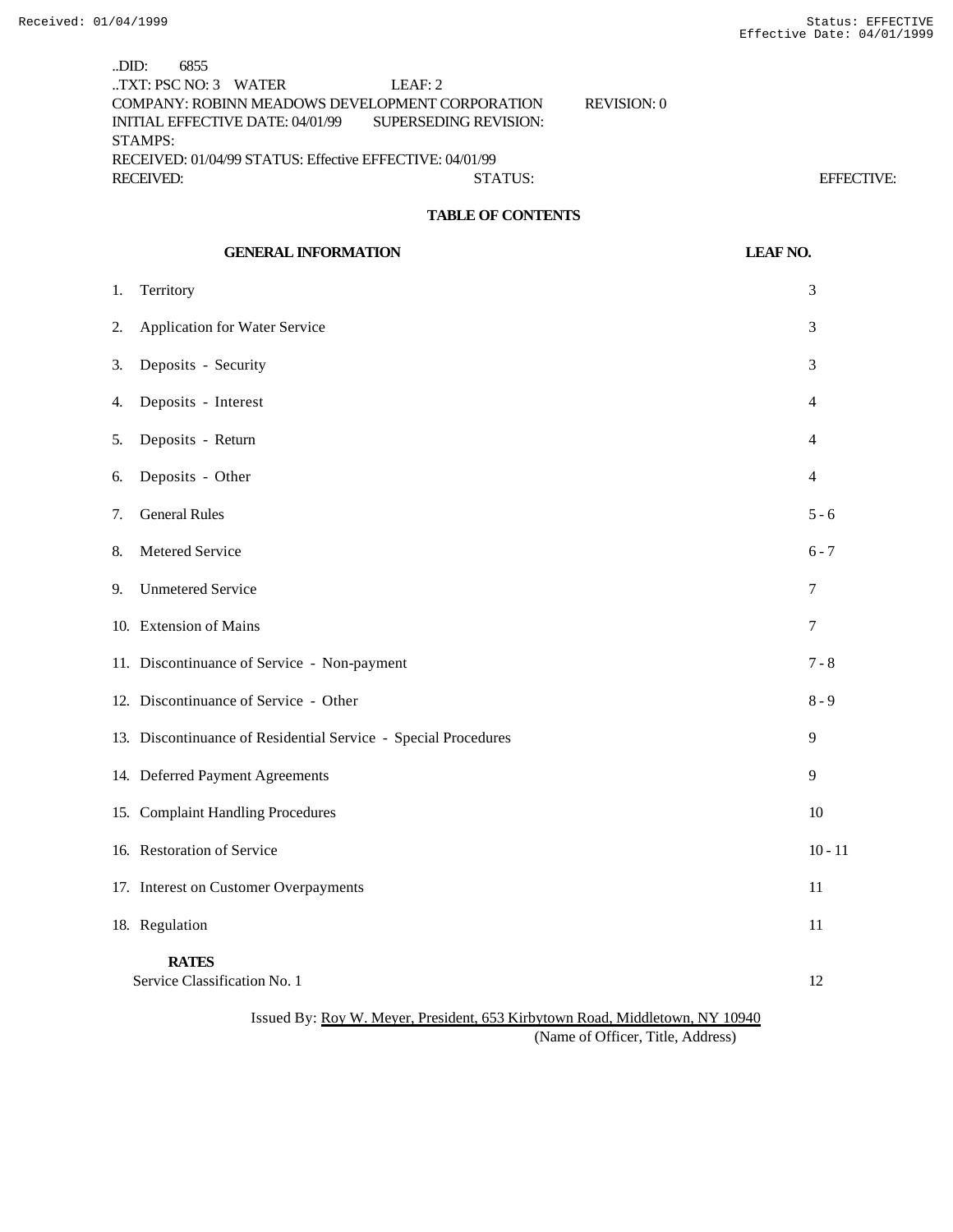..DID: 6855
..TXT: PSC NO: 3 WATER LEAF: 2
COMPANY: ROBINN MEADOWS DEVELOPMENT CORPORATION REVISION: 0
INITIAL EFFECTIVE DATE: 04/01/99 SUPERSEDING REVISION:
STAMPS:
RECEIVED: 01/04/99 STATUS: Effective EFFECTIVE: 04/01/99
RECEIVED: STATUS: EFFECTIVE:

## TABLE OF CONTENTS

| GENERAL INFORMATION | LEAF NO. |
|---|---|
| 1. Territory | 3 |
| 2. Application for Water Service | 3 |
| 3. Deposits - Security | 3 |
| 4. Deposits - Interest | 4 |
| 5. Deposits - Return | 4 |
| 6. Deposits - Other | 4 |
| 7. General Rules | 5 - 6 |
| 8. Metered Service | 6 - 7 |
| 9. Unmetered Service | 7 |
| 10. Extension of Mains | 7 |
| 11. Discontinuance of Service - Non-payment | 7 - 8 |
| 12. Discontinuance of Service - Other | 8 - 9 |
| 13. Discontinuance of Residential Service - Special Procedures | 9 |
| 14. Deferred Payment Agreements | 9 |
| 15. Complaint Handling Procedures | 10 |
| 16. Restoration of Service | 10 - 11 |
| 17. Interest on Customer Overpayments | 11 |
| 18. Regulation | 11 |
| **RATES** | |
| Service Classification No. 1 | 12 |

Issued By: Roy W. Meyer, President, 653 Kirbytown Road, Middletown, NY 10940
(Name of Officer, Title, Address)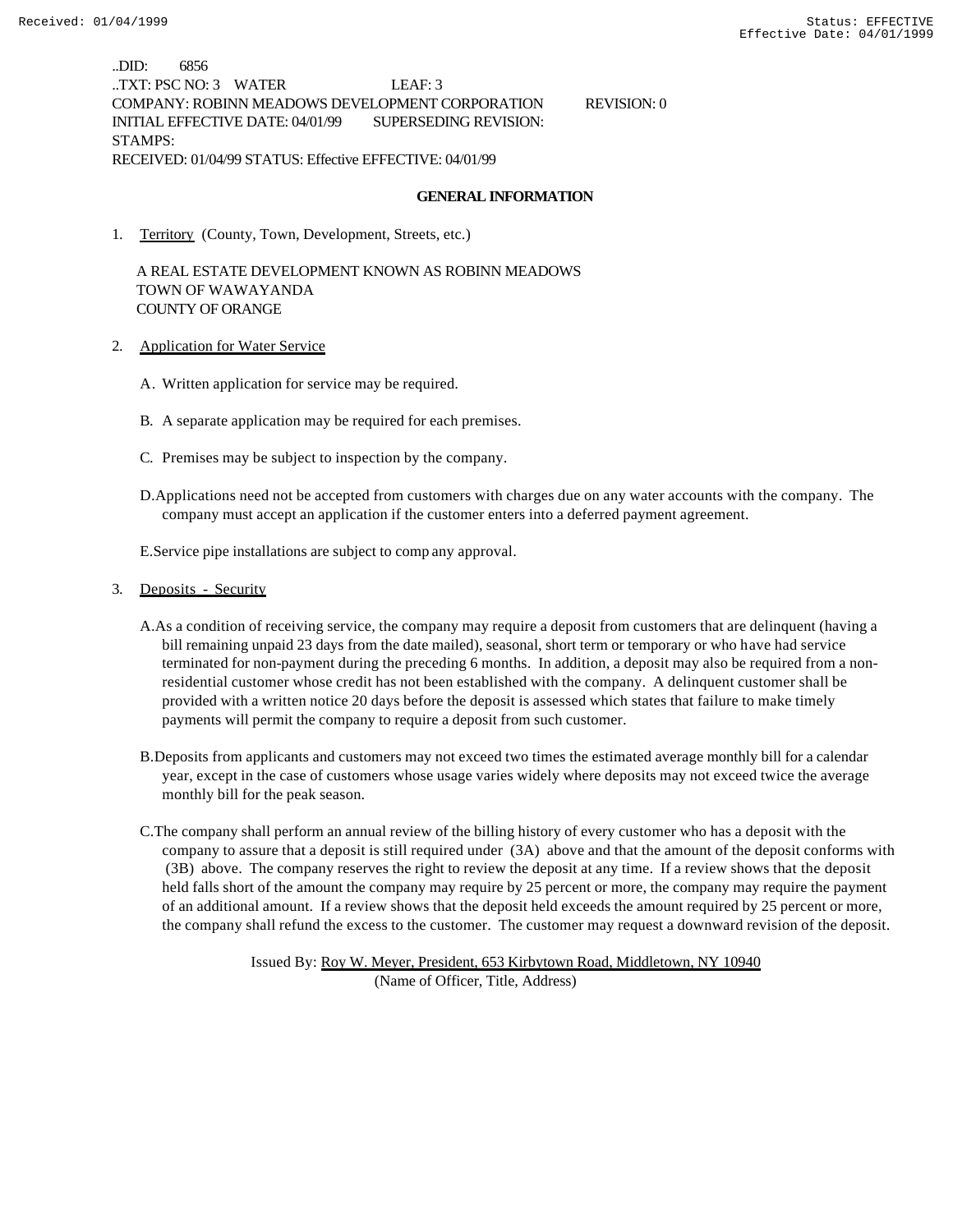..DID: 6856
..TXT: PSC NO: 3 WATER LEAF: 3
COMPANY: ROBINN MEADOWS DEVELOPMENT CORPORATION REVISION: 0
INITIAL EFFECTIVE DATE: 04/01/99 SUPERSEDING REVISION:
STAMPS:
RECEIVED: 01/04/99 STATUS: Effective EFFECTIVE: 04/01/99

## GENERAL INFORMATION

1. Territory (County, Town, Development, Streets, etc.)

   A REAL ESTATE DEVELOPMENT KNOWN AS ROBINN MEADOWS
   TOWN OF WAWAYANDA
   COUNTY OF ORANGE

2. Application for Water Service

   A. Written application for service may be required.

   B. A separate application may be required for each premises.

   C. Premises may be subject to inspection by the company.

   D. Applications need not be accepted from customers with charges due on any water accounts with the company. The company must accept an application if the customer enters into a deferred payment agreement.

   E. Service pipe installations are subject to comp any approval.

3. Deposits - Security

   A. As a condition of receiving service, the company may require a deposit from customers that are delinquent (having a bill remaining unpaid 23 days from the date mailed), seasonal, short term or temporary or who have had service terminated for non-payment during the preceding 6 months. In addition, a deposit may also be required from a non-residential customer whose credit has not been established with the company. A delinquent customer shall be provided with a written notice 20 days before the deposit is assessed which states that failure to make timely payments will permit the company to require a deposit from such customer.

   B. Deposits from applicants and customers may not exceed two times the estimated average monthly bill for a calendar year, except in the case of customers whose usage varies widely where deposits may not exceed twice the average monthly bill for the peak season.

   C. The company shall perform an annual review of the billing history of every customer who has a deposit with the company to assure that a deposit is still required under (3A) above and that the amount of the deposit conforms with (3B) above. The company reserves the right to review the deposit at any time. If a review shows that the deposit held falls short of the amount the company may require by 25 percent or more, the company may require the payment of an additional amount. If a review shows that the deposit held exceeds the amount required by 25 percent or more, the company shall refund the excess to the customer. The customer may request a downward revision of the deposit.

Issued By: Roy W. Meyer, President, 653 Kirbytown Road, Middletown, NY 10940
(Name of Officer, Title, Address)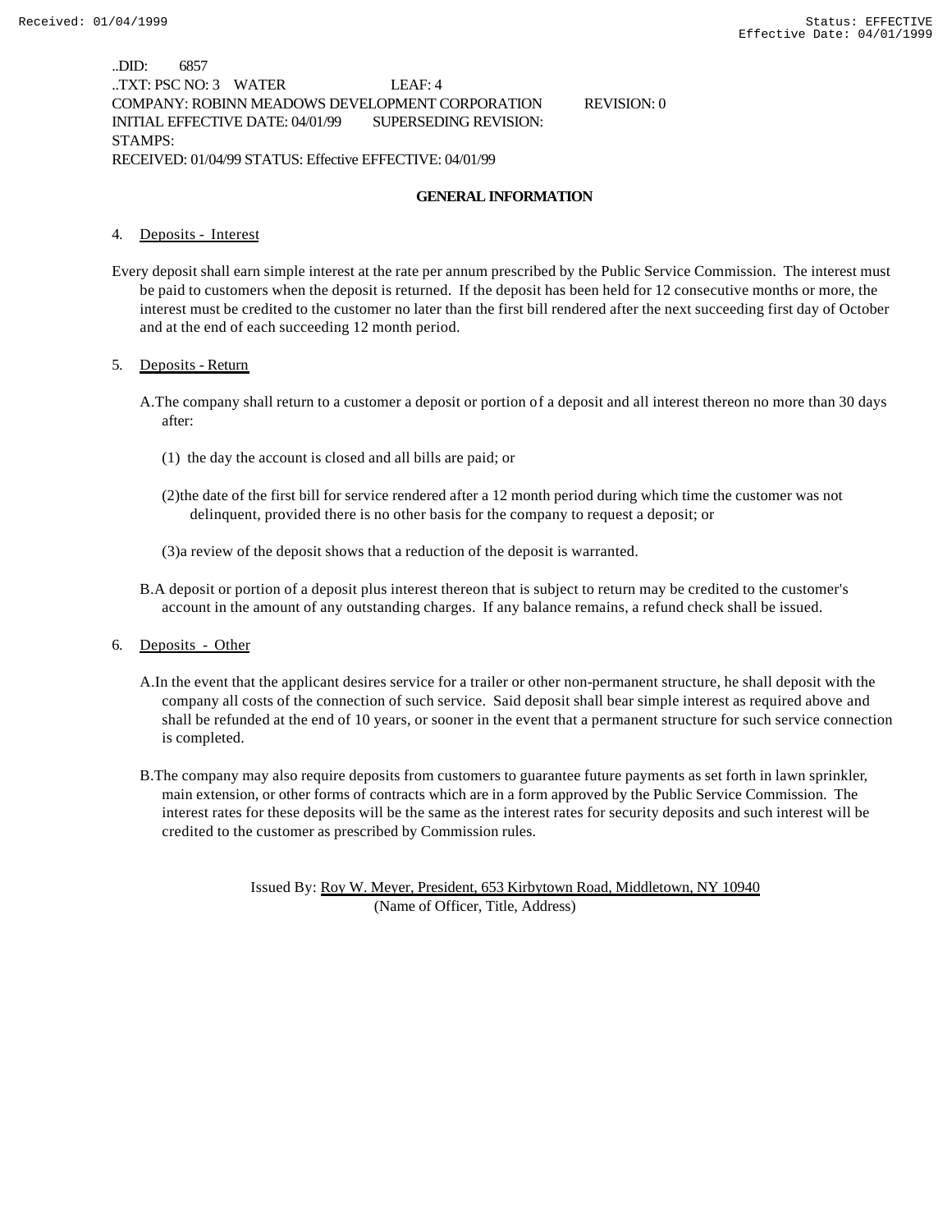..DID: 6857
..TXT: PSC NO: 3 WATER LEAF: 4
COMPANY: ROBINN MEADOWS DEVELOPMENT CORPORATION REVISION: 0
INITIAL EFFECTIVE DATE: 04/01/99 SUPERSEDING REVISION:
STAMPS:
RECEIVED: 01/04/99 STATUS: Effective EFFECTIVE: 04/01/99

**GENERAL INFORMATION**

4. Deposits - Interest

Every deposit shall earn simple interest at the rate per annum prescribed by the Public Service Commission. The interest must be paid to customers when the deposit is returned. If the deposit has been held for 12 consecutive months or more, the interest must be credited to the customer no later than the first bill rendered after the next succeeding first day of October and at the end of each succeeding 12 month period.

5. Deposits - Return

A.The company shall return to a customer a deposit or portion of a deposit and all interest thereon no more than 30 days after:

(1) the day the account is closed and all bills are paid; or

(2)the date of the first bill for service rendered after a 12 month period during which time the customer was not delinquent, provided there is no other basis for the company to request a deposit; or

(3)a review of the deposit shows that a reduction of the deposit is warranted.

B.A deposit or portion of a deposit plus interest thereon that is subject to return may be credited to the customer's account in the amount of any outstanding charges. If any balance remains, a refund check shall be issued.

6. Deposits - Other

A.In the event that the applicant desires service for a trailer or other non-permanent structure, he shall deposit with the company all costs of the connection of such service. Said deposit shall bear simple interest as required above and shall be refunded at the end of 10 years, or sooner in the event that a permanent structure for such service connection is completed.

B.The company may also require deposits from customers to guarantee future payments as set forth in lawn sprinkler, main extension, or other forms of contracts which are in a form approved by the Public Service Commission. The interest rates for these deposits will be the same as the interest rates for security deposits and such interest will be credited to the customer as prescribed by Commission rules.

Issued By: Roy W. Meyer, President, 653 Kirbytown Road, Middletown, NY 10940
(Name of Officer, Title, Address)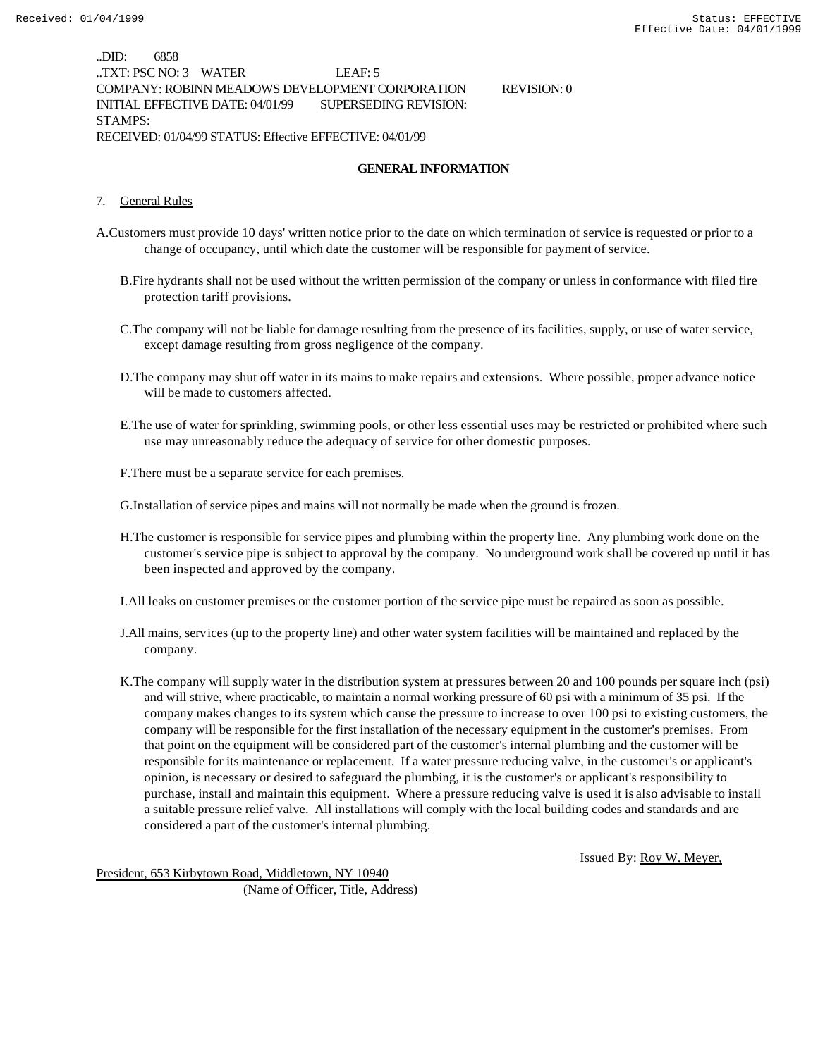..DID: 6858
..TXT: PSC NO: 3 WATER LEAF: 5
COMPANY: ROBINN MEADOWS DEVELOPMENT CORPORATION REVISION: 0
INITIAL EFFECTIVE DATE: 04/01/99 SUPERSEDING REVISION:
STAMPS:
RECEIVED: 01/04/99 STATUS: Effective EFFECTIVE: 04/01/99

## GENERAL INFORMATION

7. General Rules

A. Customers must provide 10 days' written notice prior to the date on which termination of service is requested or prior to a change of occupancy, until which date the customer will be responsible for payment of service.

B. Fire hydrants shall not be used without the written permission of the company or unless in conformance with filed fire protection tariff provisions.

C. The company will not be liable for damage resulting from the presence of its facilities, supply, or use of water service, except damage resulting from gross negligence of the company.

D. The company may shut off water in its mains to make repairs and extensions. Where possible, proper advance notice will be made to customers affected.

E. The use of water for sprinkling, swimming pools, or other less essential uses may be restricted or prohibited where such use may unreasonably reduce the adequacy of service for other domestic purposes.

F. There must be a separate service for each premises.

G. Installation of service pipes and mains will not normally be made when the ground is frozen.

H. The customer is responsible for service pipes and plumbing within the property line. Any plumbing work done on the customer's service pipe is subject to approval by the company. No underground work shall be covered up until it has been inspected and approved by the company.

I. All leaks on customer premises or the customer portion of the service pipe must be repaired as soon as possible.

J. All mains, services (up to the property line) and other water system facilities will be maintained and replaced by the company.

K. The company will supply water in the distribution system at pressures between 20 and 100 pounds per square inch (psi) and will strive, where practicable, to maintain a normal working pressure of 60 psi with a minimum of 35 psi. If the company makes changes to its system which cause the pressure to increase to over 100 psi to existing customers, the company will be responsible for the first installation of the necessary equipment in the customer's premises. From that point on the equipment will be considered part of the customer's internal plumbing and the customer will be responsible for its maintenance or replacement. If a water pressure reducing valve, in the customer's or applicant's opinion, is necessary or desired to safeguard the plumbing, it is the customer's or applicant's responsibility to purchase, install and maintain this equipment. Where a pressure reducing valve is used it is also advisable to install a suitable pressure relief valve. All installations will comply with the local building codes and standards and are considered a part of the customer's internal plumbing.

Issued By: Roy W. Meyer, President, 653 Kirbytown Road, Middletown, NY 10940
(Name of Officer, Title, Address)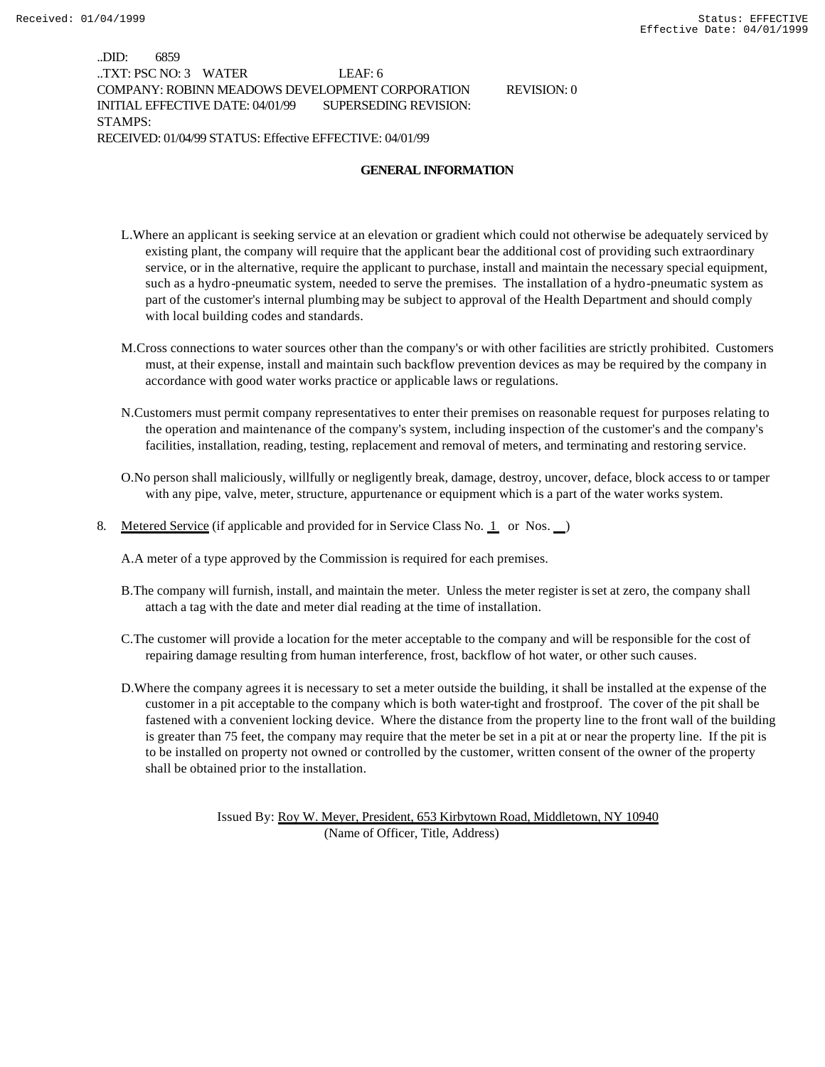..DID: 6859
..TXT: PSC NO: 3 WATER LEAF: 6
COMPANY: ROBINN MEADOWS DEVELOPMENT CORPORATION REVISION: 0
INITIAL EFFECTIVE DATE: 04/01/99 SUPERSEDING REVISION:
STAMPS:
RECEIVED: 01/04/99 STATUS: Effective EFFECTIVE: 04/01/99

## GENERAL INFORMATION

L. Where an applicant is seeking service at an elevation or gradient which could not otherwise be adequately serviced by existing plant, the company will require that the applicant bear the additional cost of providing such extraordinary service, or in the alternative, require the applicant to purchase, install and maintain the necessary special equipment, such as a hydro-pneumatic system, needed to serve the premises. The installation of a hydro-pneumatic system as part of the customer's internal plumbing may be subject to approval of the Health Department and should comply with local building codes and standards.

M. Cross connections to water sources other than the company's or with other facilities are strictly prohibited. Customers must, at their expense, install and maintain such backflow prevention devices as may be required by the company in accordance with good water works practice or applicable laws or regulations.

N. Customers must permit company representatives to enter their premises on reasonable request for purposes relating to the operation and maintenance of the company's system, including inspection of the customer's and the company's facilities, installation, reading, testing, replacement and removal of meters, and terminating and restoring service.

O. No person shall maliciously, willfully or negligently break, damage, destroy, uncover, deface, block access to or tamper with any pipe, valve, meter, structure, appurtenance or equipment which is a part of the water works system.

8. Metered Service (if applicable and provided for in Service Class No. 1 or Nos. __)

A. A meter of a type approved by the Commission is required for each premises.

B. The company will furnish, install, and maintain the meter. Unless the meter register is set at zero, the company shall attach a tag with the date and meter dial reading at the time of installation.

C. The customer will provide a location for the meter acceptable to the company and will be responsible for the cost of repairing damage resulting from human interference, frost, backflow of hot water, or other such causes.

D. Where the company agrees it is necessary to set a meter outside the building, it shall be installed at the expense of the customer in a pit acceptable to the company which is both water-tight and frostproof. The cover of the pit shall be fastened with a convenient locking device. Where the distance from the property line to the front wall of the building is greater than 75 feet, the company may require that the meter be set in a pit at or near the property line. If the pit is to be installed on property not owned or controlled by the customer, written consent of the owner of the property shall be obtained prior to the installation.

Issued By: Roy W. Meyer, President, 653 Kirbytown Road, Middletown, NY 10940
(Name of Officer, Title, Address)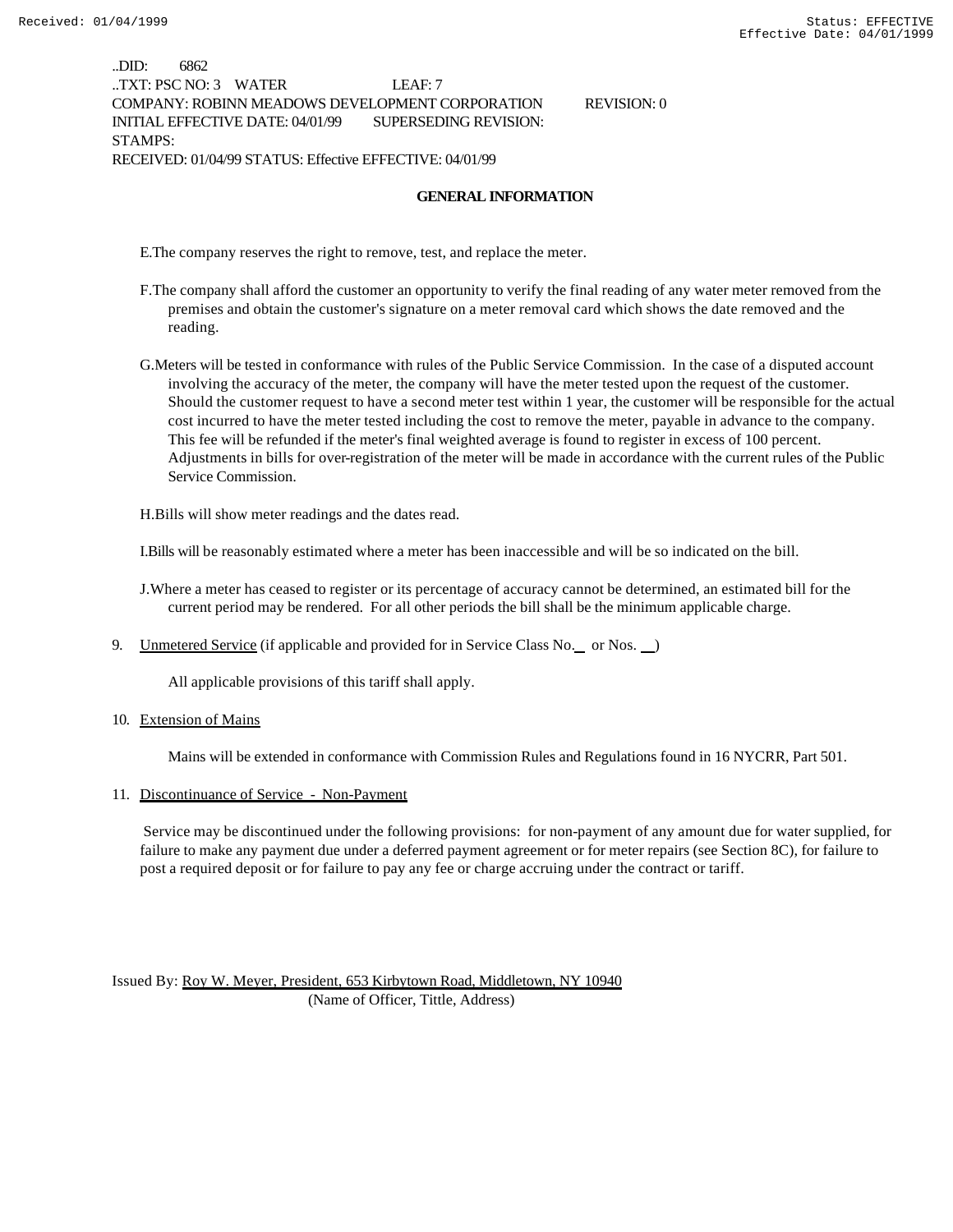..DID: 6862
..TXT: PSC NO: 3 WATER LEAF: 7
COMPANY: ROBINN MEADOWS DEVELOPMENT CORPORATION REVISION: 0
INITIAL EFFECTIVE DATE: 04/01/99 SUPERSEDING REVISION:
STAMPS:
RECEIVED: 01/04/99 STATUS: Effective EFFECTIVE: 04/01/99

## GENERAL INFORMATION

E. The company reserves the right to remove, test, and replace the meter.

F. The company shall afford the customer an opportunity to verify the final reading of any water meter removed from the premises and obtain the customer's signature on a meter removal card which shows the date removed and the reading.

G. Meters will be tested in conformance with rules of the Public Service Commission. In the case of a disputed account involving the accuracy of the meter, the company will have the meter tested upon the request of the customer. Should the customer request to have a second meter test within 1 year, the customer will be responsible for the actual cost incurred to have the meter tested including the cost to remove the meter, payable in advance to the company. This fee will be refunded if the meter's final weighted average is found to register in excess of 100 percent. Adjustments in bills for over-registration of the meter will be made in accordance with the current rules of the Public Service Commission.

H. Bills will show meter readings and the dates read.

I. Bills will be reasonably estimated where a meter has been inaccessible and will be so indicated on the bill.

J. Where a meter has ceased to register or its percentage of accuracy cannot be determined, an estimated bill for the current period may be rendered. For all other periods the bill shall be the minimum applicable charge.

9. Unmetered Service (if applicable and provided for in Service Class No.__ or Nos. __)

   All applicable provisions of this tariff shall apply.

10. Extension of Mains

    Mains will be extended in conformance with Commission Rules and Regulations found in 16 NYCRR, Part 501.

11. Discontinuance of Service - Non-Payment

    Service may be discontinued under the following provisions: for non-payment of any amount due for water supplied, for failure to make any payment due under a deferred payment agreement or for meter repairs (see Section 8C), for failure to post a required deposit or for failure to pay any fee or charge accruing under the contract or tariff.

Issued By: Roy W. Meyer, President, 653 Kirbytown Road, Middletown, NY 10940
(Name of Officer, Tittle, Address)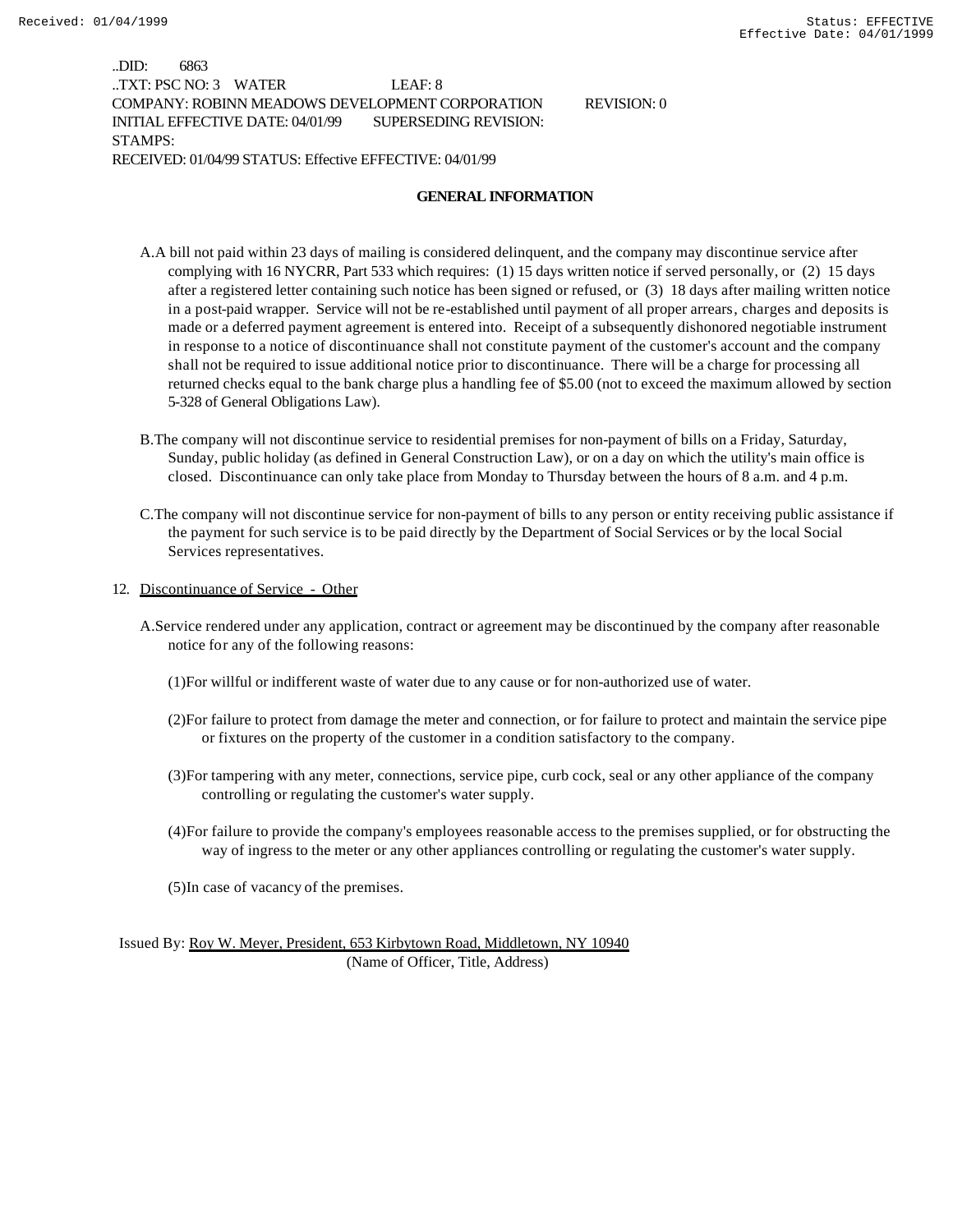..DID: 6863
..TXT: PSC NO: 3 WATER LEAF: 8
COMPANY: ROBINN MEADOWS DEVELOPMENT CORPORATION REVISION: 0
INITIAL EFFECTIVE DATE: 04/01/99 SUPERSEDING REVISION:
STAMPS:
RECEIVED: 01/04/99 STATUS: Effective EFFECTIVE: 04/01/99

**GENERAL INFORMATION**

A.A bill not paid within 23 days of mailing is considered delinquent, and the company may discontinue service after complying with 16 NYCRR, Part 533 which requires: (1) 15 days written notice if served personally, or (2) 15 days after a registered letter containing such notice has been signed or refused, or (3) 18 days after mailing written notice in a post-paid wrapper. Service will not be re-established until payment of all proper arrears, charges and deposits is made or a deferred payment agreement is entered into. Receipt of a subsequently dishonored negotiable instrument in response to a notice of discontinuance shall not constitute payment of the customer's account and the company shall not be required to issue additional notice prior to discontinuance. There will be a charge for processing all returned checks equal to the bank charge plus a handling fee of $5.00 (not to exceed the maximum allowed by section 5-328 of General Obligations Law).

B.The company will not discontinue service to residential premises for non-payment of bills on a Friday, Saturday, Sunday, public holiday (as defined in General Construction Law), or on a day on which the utility's main office is closed. Discontinuance can only take place from Monday to Thursday between the hours of 8 a.m. and 4 p.m.

C.The company will not discontinue service for non-payment of bills to any person or entity receiving public assistance if the payment for such service is to be paid directly by the Department of Social Services or by the local Social Services representatives.

12. Discontinuance of Service - Other

A.Service rendered under any application, contract or agreement may be discontinued by the company after reasonable notice for any of the following reasons:

(1)For willful or indifferent waste of water due to any cause or for non-authorized use of water.

(2)For failure to protect from damage the meter and connection, or for failure to protect and maintain the service pipe or fixtures on the property of the customer in a condition satisfactory to the company.

(3)For tampering with any meter, connections, service pipe, curb cock, seal or any other appliance of the company controlling or regulating the customer's water supply.

(4)For failure to provide the company's employees reasonable access to the premises supplied, or for obstructing the way of ingress to the meter or any other appliances controlling or regulating the customer's water supply.

(5)In case of vacancy of the premises.

Issued By: Roy W. Meyer, President, 653 Kirbytown Road, Middletown, NY 10940
(Name of Officer, Title, Address)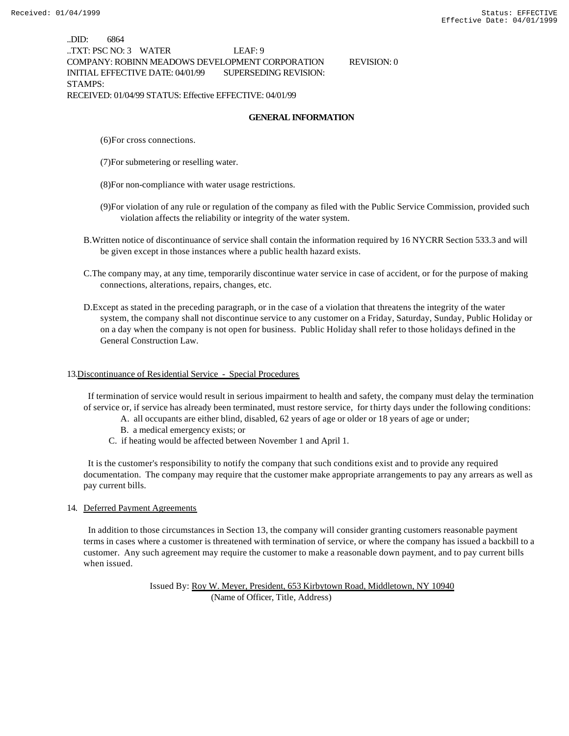..DID: 6864
..TXT: PSC NO: 3 WATER LEAF: 9
COMPANY: ROBINN MEADOWS DEVELOPMENT CORPORATION REVISION: 0
INITIAL EFFECTIVE DATE: 04/01/99 SUPERSEDING REVISION:
STAMPS:
RECEIVED: 01/04/99 STATUS: Effective EFFECTIVE: 04/01/99

**GENERAL INFORMATION**

(6)For cross connections.

(7)For submetering or reselling water.

(8)For non-compliance with water usage restrictions.

(9)For violation of any rule or regulation of the company as filed with the Public Service Commission, provided such violation affects the reliability or integrity of the water system.

B.Written notice of discontinuance of service shall contain the information required by 16 NYCRR Section 533.3 and will be given except in those instances where a public health hazard exists.

C.The company may, at any time, temporarily discontinue water service in case of accident, or for the purpose of making connections, alterations, repairs, changes, etc.

D.Except as stated in the preceding paragraph, or in the case of a violation that threatens the integrity of the water system, the company shall not discontinue service to any customer on a Friday, Saturday, Sunday, Public Holiday or on a day when the company is not open for business. Public Holiday shall refer to those holidays defined in the General Construction Law.

13.Discontinuance of Residential Service - Special Procedures

If termination of service would result in serious impairment to health and safety, the company must delay the termination of service or, if service has already been terminated, must restore service, for thirty days under the following conditions:

A. all occupants are either blind, disabled, 62 years of age or older or 18 years of age or under;
B. a medical emergency exists; or
C. if heating would be affected between November 1 and April 1.

It is the customer's responsibility to notify the company that such conditions exist and to provide any required documentation. The company may require that the customer make appropriate arrangements to pay any arrears as well as pay current bills.

14. Deferred Payment Agreements

In addition to those circumstances in Section 13, the company will consider granting customers reasonable payment terms in cases where a customer is threatened with termination of service, or where the company has issued a backbill to a customer. Any such agreement may require the customer to make a reasonable down payment, and to pay current bills when issued.

Issued By: Roy W. Meyer, President, 653 Kirbytown Road, Middletown, NY 10940
(Name of Officer, Title, Address)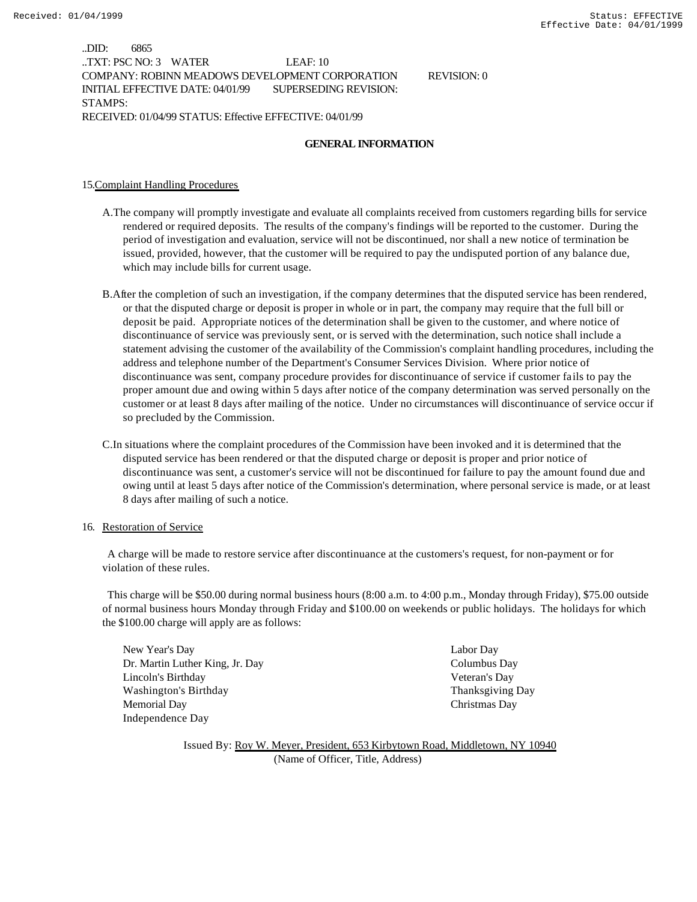..DID: 6865
..TXT: PSC NO: 3 WATER LEAF: 10
COMPANY: ROBINN MEADOWS DEVELOPMENT CORPORATION REVISION: 0
INITIAL EFFECTIVE DATE: 04/01/99 SUPERSEDING REVISION:
STAMPS:
RECEIVED: 01/04/99 STATUS: Effective EFFECTIVE: 04/01/99

## GENERAL INFORMATION

15. Complaint Handling Procedures

A. The company will promptly investigate and evaluate all complaints received from customers regarding bills for service rendered or required deposits. The results of the company's findings will be reported to the customer. During the period of investigation and evaluation, service will not be discontinued, nor shall a new notice of termination be issued, provided, however, that the customer will be required to pay the undisputed portion of any balance due, which may include bills for current usage.

B. After the completion of such an investigation, if the company determines that the disputed service has been rendered, or that the disputed charge or deposit is proper in whole or in part, the company may require that the full bill or deposit be paid. Appropriate notices of the determination shall be given to the customer, and where notice of discontinuance of service was previously sent, or is served with the determination, such notice shall include a statement advising the customer of the availability of the Commission's complaint handling procedures, including the address and telephone number of the Department's Consumer Services Division. Where prior notice of discontinuance was sent, company procedure provides for discontinuance of service if customer fails to pay the proper amount due and owing within 5 days after notice of the company determination was served personally on the customer or at least 8 days after mailing of the notice. Under no circumstances will discontinuance of service occur if so precluded by the Commission.

C. In situations where the complaint procedures of the Commission have been invoked and it is determined that the disputed service has been rendered or that the disputed charge or deposit is proper and prior notice of discontinuance was sent, a customer's service will not be discontinued for failure to pay the amount found due and owing until at least 5 days after notice of the Commission's determination, where personal service is made, or at least 8 days after mailing of such a notice.

16. Restoration of Service

A charge will be made to restore service after discontinuance at the customers's request, for non-payment or for violation of these rules.

This charge will be $50.00 during normal business hours (8:00 a.m. to 4:00 p.m., Monday through Friday), $75.00 outside of normal business hours Monday through Friday and $100.00 on weekends or public holidays. The holidays for which the $100.00 charge will apply are as follows:

New Year's Day
Dr. Martin Luther King, Jr. Day
Lincoln's Birthday
Washington's Birthday
Memorial Day
Independence Day
Labor Day
Columbus Day
Veteran's Day
Thanksgiving Day
Christmas Day

Issued By: Roy W. Meyer, President, 653 Kirbytown Road, Middletown, NY 10940
(Name of Officer, Title, Address)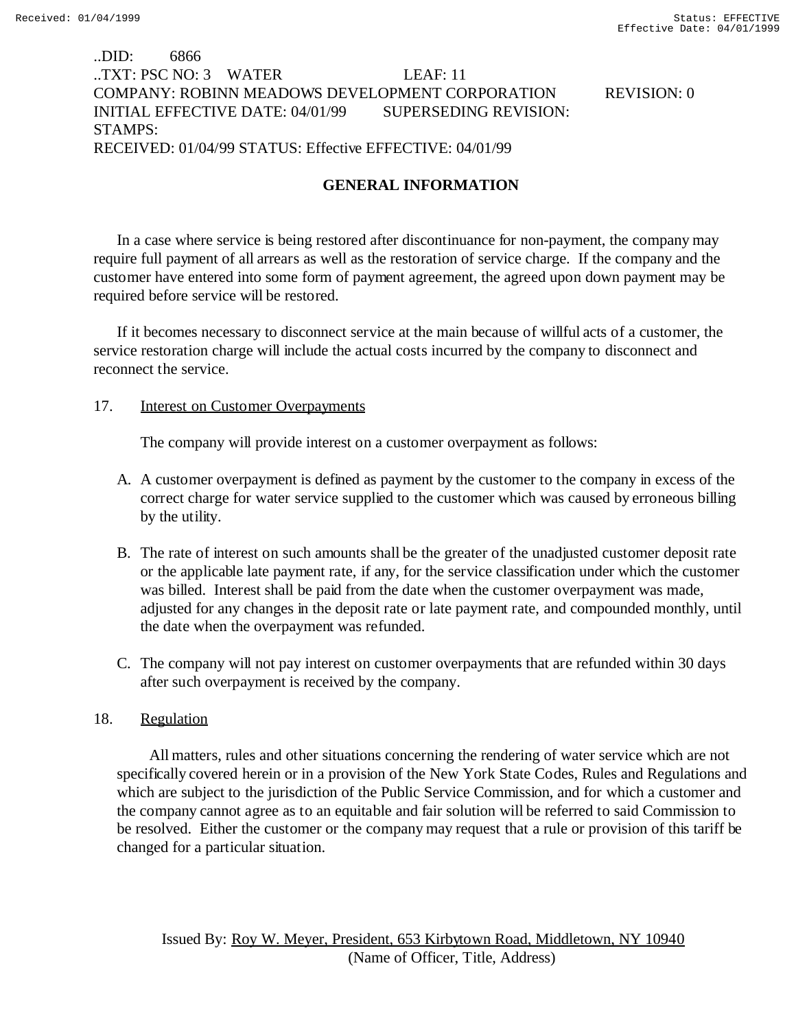..DID: 6866
..TXT: PSC NO: 3 WATER LEAF: 11
COMPANY: ROBINN MEADOWS DEVELOPMENT CORPORATION REVISION: 0
INITIAL EFFECTIVE DATE: 04/01/99 SUPERSEDING REVISION:
STAMPS:
RECEIVED: 01/04/99 STATUS: Effective EFFECTIVE: 04/01/99

## GENERAL INFORMATION

In a case where service is being restored after discontinuance for non-payment, the company may require full payment of all arrears as well as the restoration of service charge. If the company and the customer have entered into some form of payment agreement, the agreed upon down payment may be required before service will be restored.

If it becomes necessary to disconnect service at the main because of willful acts of a customer, the service restoration charge will include the actual costs incurred by the company to disconnect and reconnect the service.

17. Interest on Customer Overpayments

The company will provide interest on a customer overpayment as follows:

A. A customer overpayment is defined as payment by the customer to the company in excess of the correct charge for water service supplied to the customer which was caused by erroneous billing by the utility.

B. The rate of interest on such amounts shall be the greater of the unadjusted customer deposit rate or the applicable late payment rate, if any, for the service classification under which the customer was billed. Interest shall be paid from the date when the customer overpayment was made, adjusted for any changes in the deposit rate or late payment rate, and compounded monthly, until the date when the overpayment was refunded.

C. The company will not pay interest on customer overpayments that are refunded within 30 days after such overpayment is received by the company.

18. Regulation

All matters, rules and other situations concerning the rendering of water service which are not specifically covered herein or in a provision of the New York State Codes, Rules and Regulations and which are subject to the jurisdiction of the Public Service Commission, and for which a customer and the company cannot agree as to an equitable and fair solution will be referred to said Commission to be resolved. Either the customer or the company may request that a rule or provision of this tariff be changed for a particular situation.

Issued By: Roy W. Meyer, President, 653 Kirbytown Road, Middletown, NY 10940
(Name of Officer, Title, Address)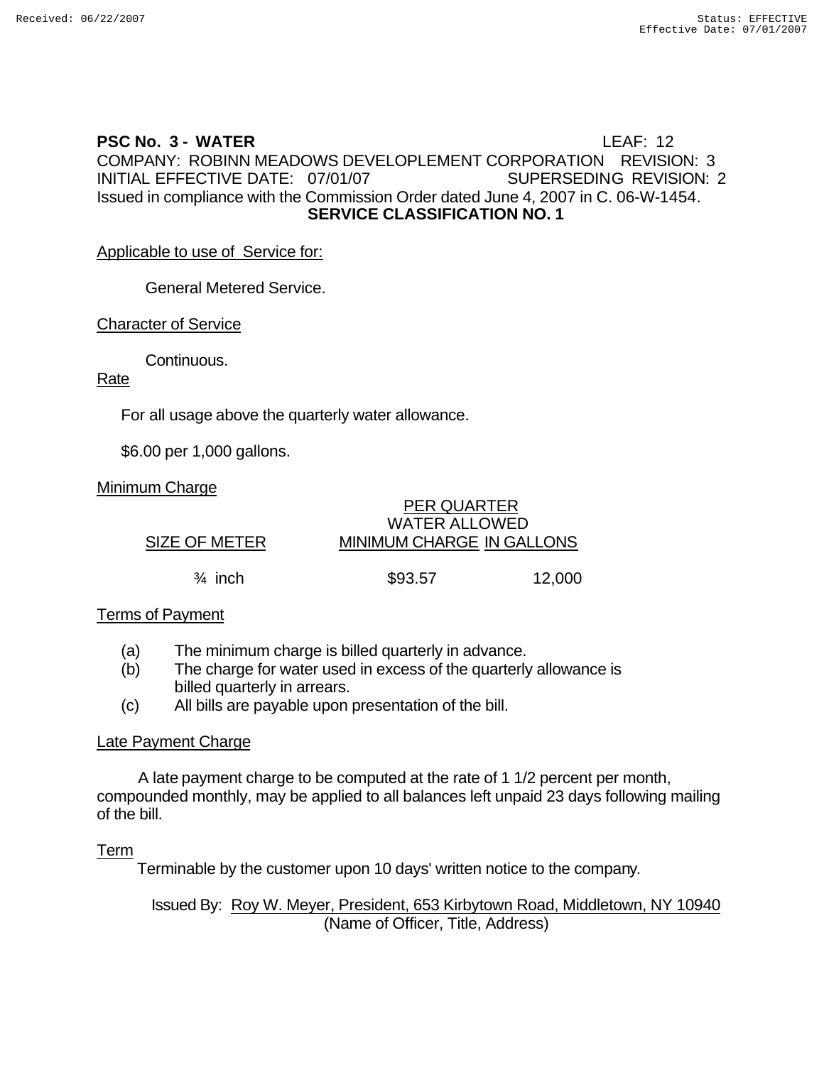**PSC No. 3 - WATER** LEAF: 12
COMPANY: ROBINN MEADOWS DEVELOPLEMENT CORPORATION REVISION: 3
INITIAL EFFECTIVE DATE: 07/01/07 SUPERSEDING REVISION: 2
Issued in compliance with the Commission Order dated June 4, 2007 in C. 06-W-1454.

## SERVICE CLASSIFICATION NO. 1

Applicable to use of Service for:

General Metered Service.

Character of Service

Continuous.

Rate

For all usage above the quarterly water allowance.

$6.00 per 1,000 gallons.

Minimum Charge

| SIZE OF METER | PER QUARTER MINIMUM CHARGE | WATER ALLOWED IN GALLONS |
|---|---|---|
| ¾ inch | $93.57 | 12,000 |

Terms of Payment

(a) The minimum charge is billed quarterly in advance.
(b) The charge for water used in excess of the quarterly allowance is billed quarterly in arrears.
(c) All bills are payable upon presentation of the bill.

Late Payment Charge

A late payment charge to be computed at the rate of 1 1/2 percent per month, compounded monthly, may be applied to all balances left unpaid 23 days following mailing of the bill.

Term

Terminable by the customer upon 10 days' written notice to the company.

Issued By: Roy W. Meyer, President, 653 Kirbytown Road, Middletown, NY 10940
(Name of Officer, Title, Address)